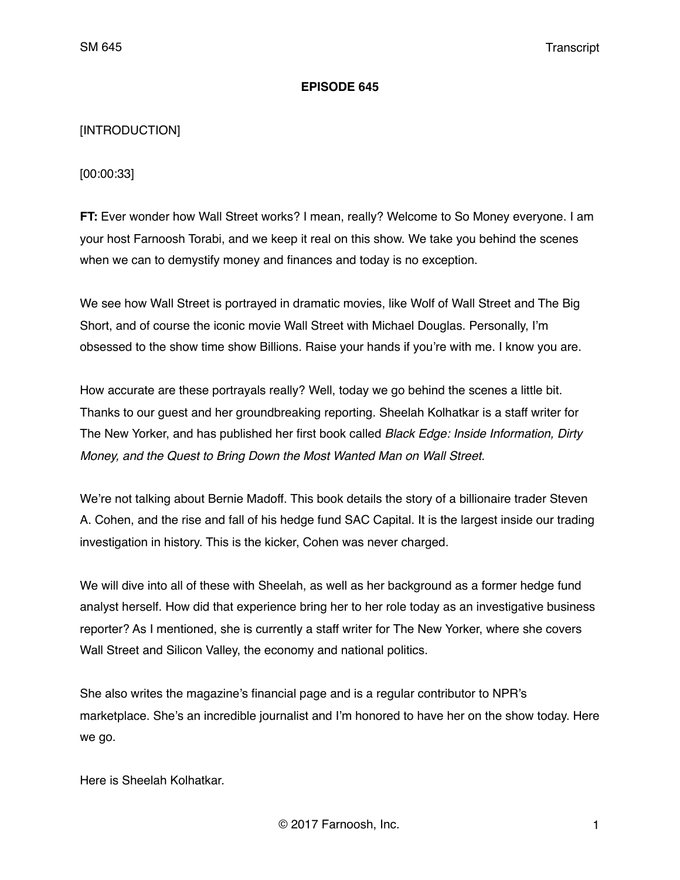**EPISODE 645**

[INTRODUCTION]

[00:00:33]

**FT:** Ever wonder how Wall Street works? I mean, really? Welcome to So Money everyone. I am your host Farnoosh Torabi, and we keep it real on this show. We take you behind the scenes when we can to demystify money and finances and today is no exception.

We see how Wall Street is portrayed in dramatic movies, like Wolf of Wall Street and The Big Short, and of course the iconic movie Wall Street with Michael Douglas. Personally, I'm obsessed to the show time show Billions. Raise your hands if you're with me. I know you are.

How accurate are these portrayals really? Well, today we go behind the scenes a little bit. Thanks to our guest and her groundbreaking reporting. Sheelah Kolhatkar is a staff writer for The New Yorker, and has published her first book called *Black Edge: Inside Information, Dirty Money, and the Quest to Bring Down the Most Wanted Man on Wall Street.*

We're not talking about Bernie Madoff. This book details the story of a billionaire trader Steven A. Cohen, and the rise and fall of his hedge fund SAC Capital. It is the largest inside our trading investigation in history. This is the kicker, Cohen was never charged.

We will dive into all of these with Sheelah, as well as her background as a former hedge fund analyst herself. How did that experience bring her to her role today as an investigative business reporter? As I mentioned, she is currently a staff writer for The New Yorker, where she covers Wall Street and Silicon Valley, the economy and national politics.

She also writes the magazine's financial page and is a regular contributor to NPR's marketplace. She's an incredible journalist and I'm honored to have her on the show today. Here we go.

Here is Sheelah Kolhatkar.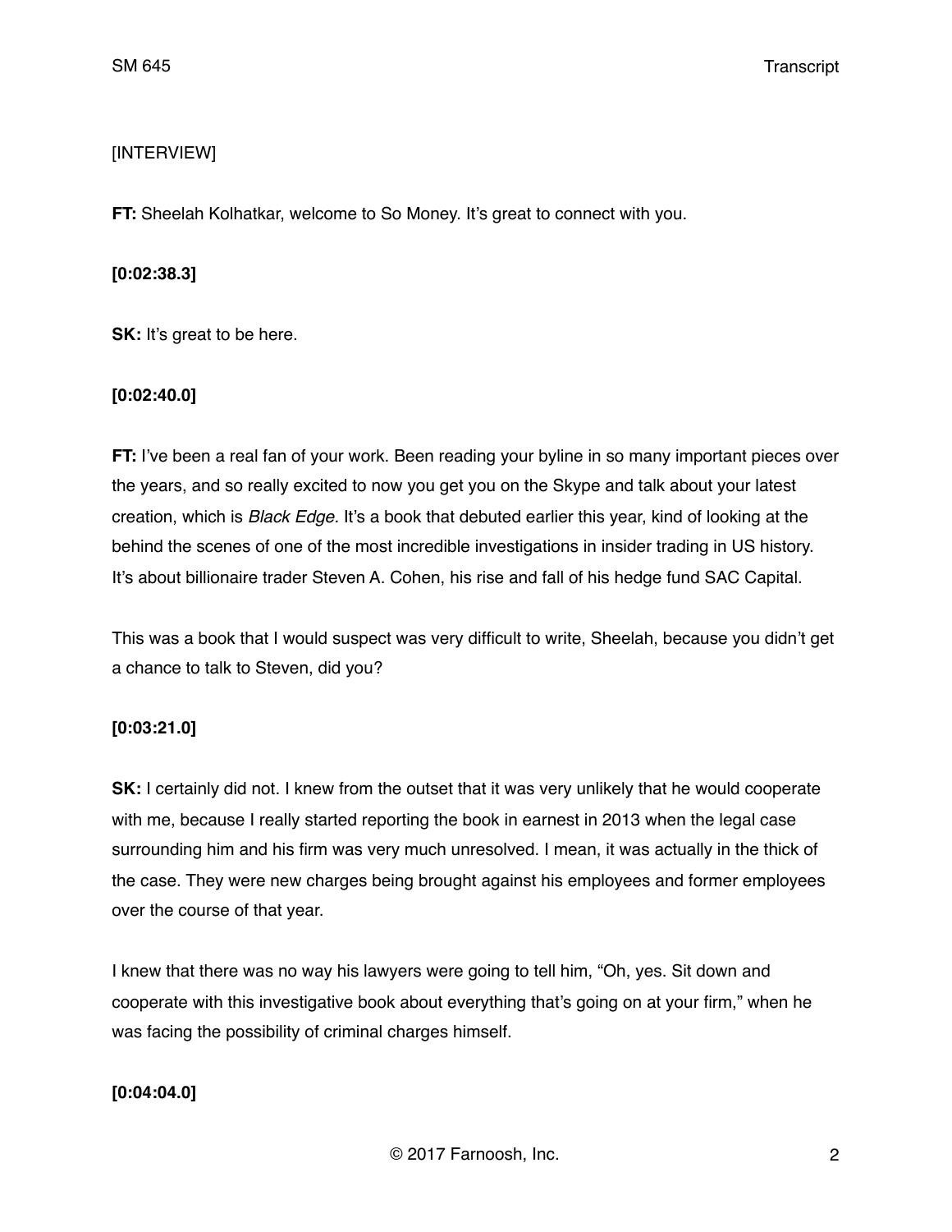[INTERVIEW]

**FT:** Sheelah Kolhatkar, welcome to So Money. It's great to connect with you.

**[0:02:38.3]**

**SK:** It's great to be here.

**[0:02:40.0]**

**FT:** I've been a real fan of your work. Been reading your byline in so many important pieces over the years, and so really excited to now you get you on the Skype and talk about your latest creation, which is *Black Edge.* It's a book that debuted earlier this year, kind of looking at the behind the scenes of one of the most incredible investigations in insider trading in US history. It's about billionaire trader Steven A. Cohen, his rise and fall of his hedge fund SAC Capital.

This was a book that I would suspect was very difficult to write, Sheelah, because you didn't get a chance to talk to Steven, did you?

**[0:03:21.0]**

**SK:** I certainly did not. I knew from the outset that it was very unlikely that he would cooperate with me, because I really started reporting the book in earnest in 2013 when the legal case surrounding him and his firm was very much unresolved. I mean, it was actually in the thick of the case. They were new charges being brought against his employees and former employees over the course of that year.

I knew that there was no way his lawyers were going to tell him, "Oh, yes. Sit down and cooperate with this investigative book about everything that's going on at your firm," when he was facing the possibility of criminal charges himself.

**[0:04:04.0]**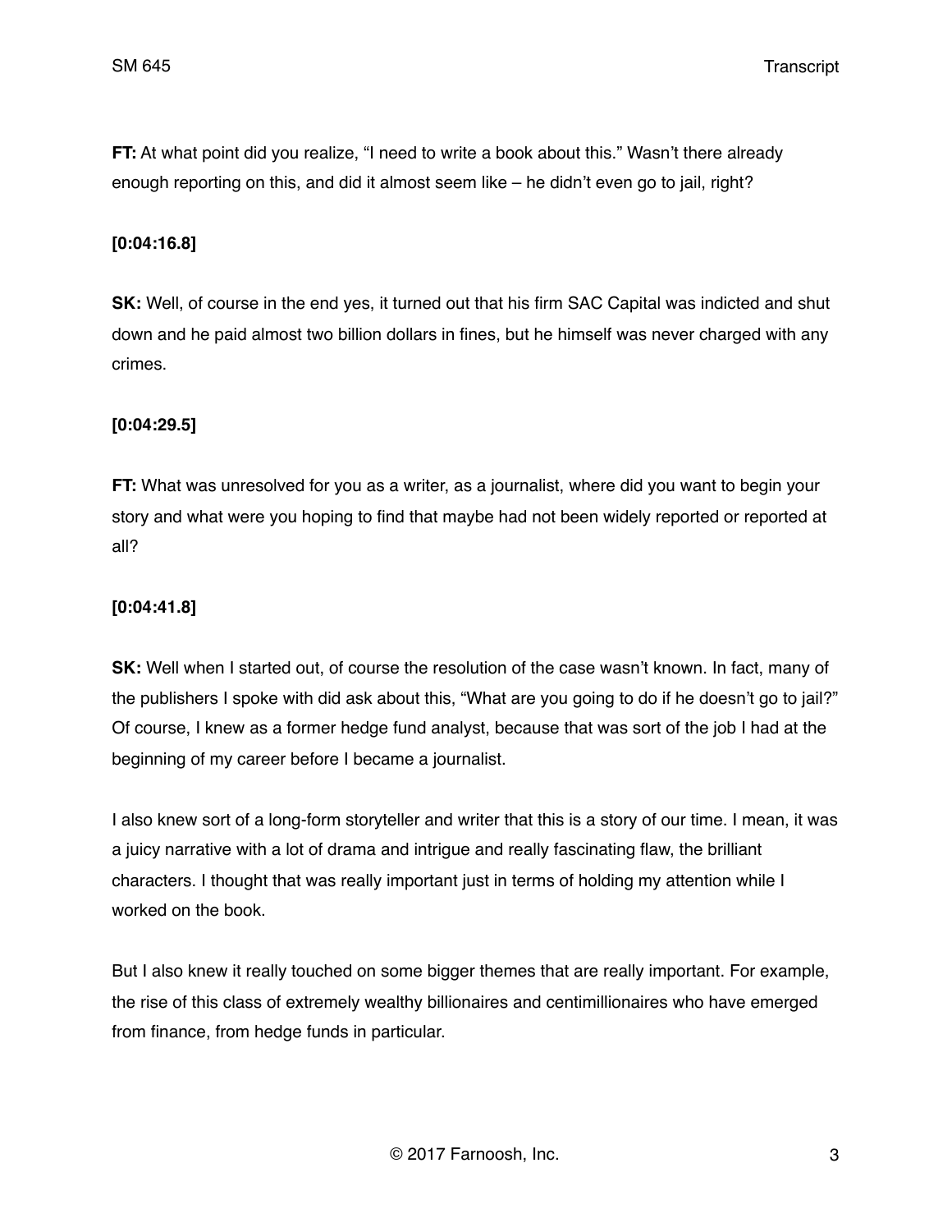**FT:** At what point did you realize, "I need to write a book about this." Wasn't there already enough reporting on this, and did it almost seem like – he didn't even go to jail, right?

**[0:04:16.8]**

**SK:** Well, of course in the end yes, it turned out that his firm SAC Capital was indicted and shut down and he paid almost two billion dollars in fines, but he himself was never charged with any crimes.

**[0:04:29.5]**

**FT:** What was unresolved for you as a writer, as a journalist, where did you want to begin your story and what were you hoping to find that maybe had not been widely reported or reported at all?

**[0:04:41.8]**

**SK:** Well when I started out, of course the resolution of the case wasn't known. In fact, many of the publishers I spoke with did ask about this, "What are you going to do if he doesn't go to jail?" Of course, I knew as a former hedge fund analyst, because that was sort of the job I had at the beginning of my career before I became a journalist.

I also knew sort of a long-form storyteller and writer that this is a story of our time. I mean, it was a juicy narrative with a lot of drama and intrigue and really fascinating flaw, the brilliant characters. I thought that was really important just in terms of holding my attention while I worked on the book.

But I also knew it really touched on some bigger themes that are really important. For example, the rise of this class of extremely wealthy billionaires and centimillionaires who have emerged from finance, from hedge funds in particular.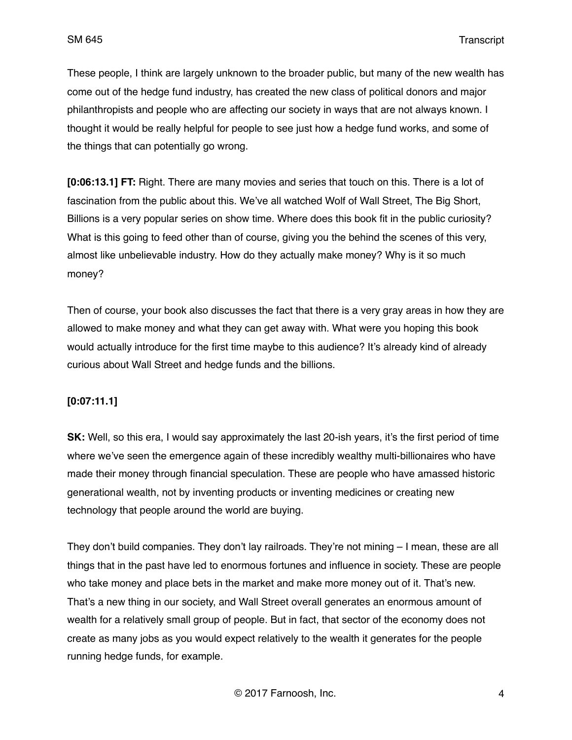These people, I think are largely unknown to the broader public, but many of the new wealth has come out of the hedge fund industry, has created the new class of political donors and major philanthropists and people who are affecting our society in ways that are not always known. I thought it would be really helpful for people to see just how a hedge fund works, and some of the things that can potentially go wrong.

**[0:06:13.1] FT:** Right. There are many movies and series that touch on this. There is a lot of fascination from the public about this. We've all watched Wolf of Wall Street, The Big Short, Billions is a very popular series on show time. Where does this book fit in the public curiosity? What is this going to feed other than of course, giving you the behind the scenes of this very, almost like unbelievable industry. How do they actually make money? Why is it so much money?

Then of course, your book also discusses the fact that there is a very gray areas in how they are allowed to make money and what they can get away with. What were you hoping this book would actually introduce for the first time maybe to this audience? It's already kind of already curious about Wall Street and hedge funds and the billions.

**[0:07:11.1]**

**SK:** Well, so this era, I would say approximately the last 20-ish years, it's the first period of time where we've seen the emergence again of these incredibly wealthy multi-billionaires who have made their money through financial speculation. These are people who have amassed historic generational wealth, not by inventing products or inventing medicines or creating new technology that people around the world are buying.

They don't build companies. They don't lay railroads. They're not mining – I mean, these are all things that in the past have led to enormous fortunes and influence in society. These are people who take money and place bets in the market and make more money out of it. That's new. That's a new thing in our society, and Wall Street overall generates an enormous amount of wealth for a relatively small group of people. But in fact, that sector of the economy does not create as many jobs as you would expect relatively to the wealth it generates for the people running hedge funds, for example.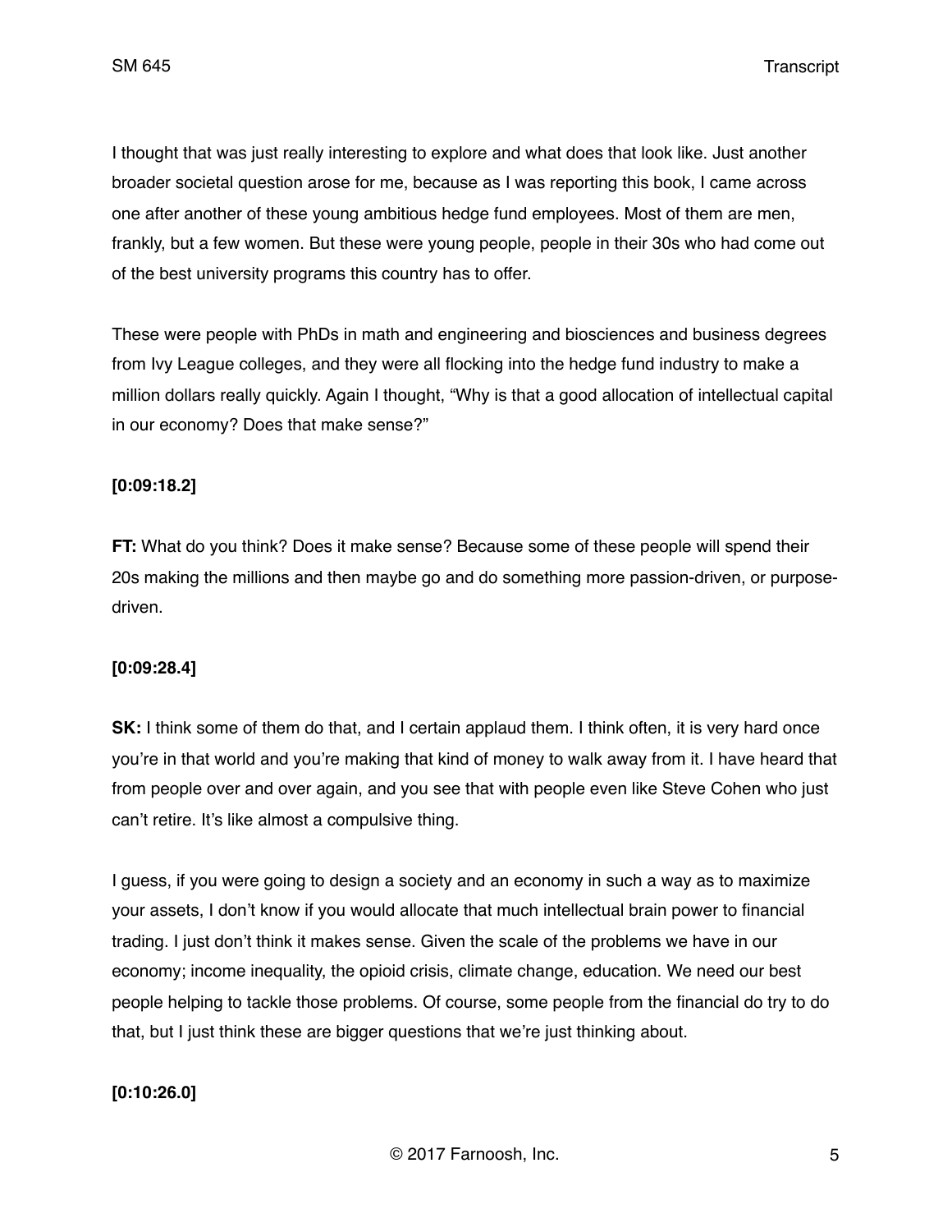I thought that was just really interesting to explore and what does that look like. Just another broader societal question arose for me, because as I was reporting this book, I came across one after another of these young ambitious hedge fund employees. Most of them are men, frankly, but a few women. But these were young people, people in their 30s who had come out of the best university programs this country has to offer.

These were people with PhDs in math and engineering and biosciences and business degrees from Ivy League colleges, and they were all flocking into the hedge fund industry to make a million dollars really quickly. Again I thought, "Why is that a good allocation of intellectual capital in our economy? Does that make sense?"

**[0:09:18.2]**

**FT:** What do you think? Does it make sense? Because some of these people will spend their 20s making the millions and then maybe go and do something more passion-driven, or purpose-driven.

**[0:09:28.4]**

**SK:** I think some of them do that, and I certain applaud them. I think often, it is very hard once you're in that world and you're making that kind of money to walk away from it. I have heard that from people over and over again, and you see that with people even like Steve Cohen who just can't retire. It's like almost a compulsive thing.

I guess, if you were going to design a society and an economy in such a way as to maximize your assets, I don't know if you would allocate that much intellectual brain power to financial trading. I just don't think it makes sense. Given the scale of the problems we have in our economy; income inequality, the opioid crisis, climate change, education. We need our best people helping to tackle those problems. Of course, some people from the financial do try to do that, but I just think these are bigger questions that we're just thinking about.

**[0:10:26.0]**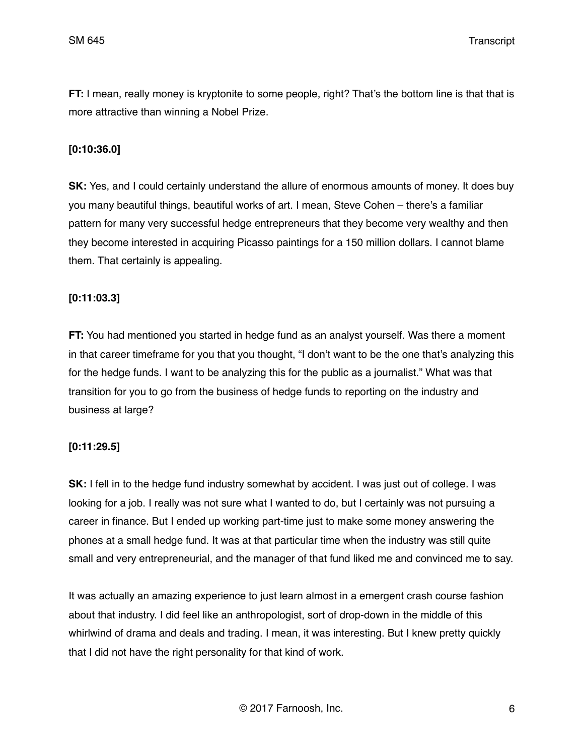**FT:** I mean, really money is kryptonite to some people, right? That's the bottom line is that that is more attractive than winning a Nobel Prize.

**[0:10:36.0]**

**SK:** Yes, and I could certainly understand the allure of enormous amounts of money. It does buy you many beautiful things, beautiful works of art. I mean, Steve Cohen – there's a familiar pattern for many very successful hedge entrepreneurs that they become very wealthy and then they become interested in acquiring Picasso paintings for a 150 million dollars. I cannot blame them. That certainly is appealing.

**[0:11:03.3]**

**FT:** You had mentioned you started in hedge fund as an analyst yourself. Was there a moment in that career timeframe for you that you thought, "I don't want to be the one that's analyzing this for the hedge funds. I want to be analyzing this for the public as a journalist." What was that transition for you to go from the business of hedge funds to reporting on the industry and business at large?

**[0:11:29.5]**

**SK:** I fell in to the hedge fund industry somewhat by accident. I was just out of college. I was looking for a job. I really was not sure what I wanted to do, but I certainly was not pursuing a career in finance. But I ended up working part-time just to make some money answering the phones at a small hedge fund. It was at that particular time when the industry was still quite small and very entrepreneurial, and the manager of that fund liked me and convinced me to say.

It was actually an amazing experience to just learn almost in a emergent crash course fashion about that industry. I did feel like an anthropologist, sort of drop-down in the middle of this whirlwind of drama and deals and trading. I mean, it was interesting. But I knew pretty quickly that I did not have the right personality for that kind of work.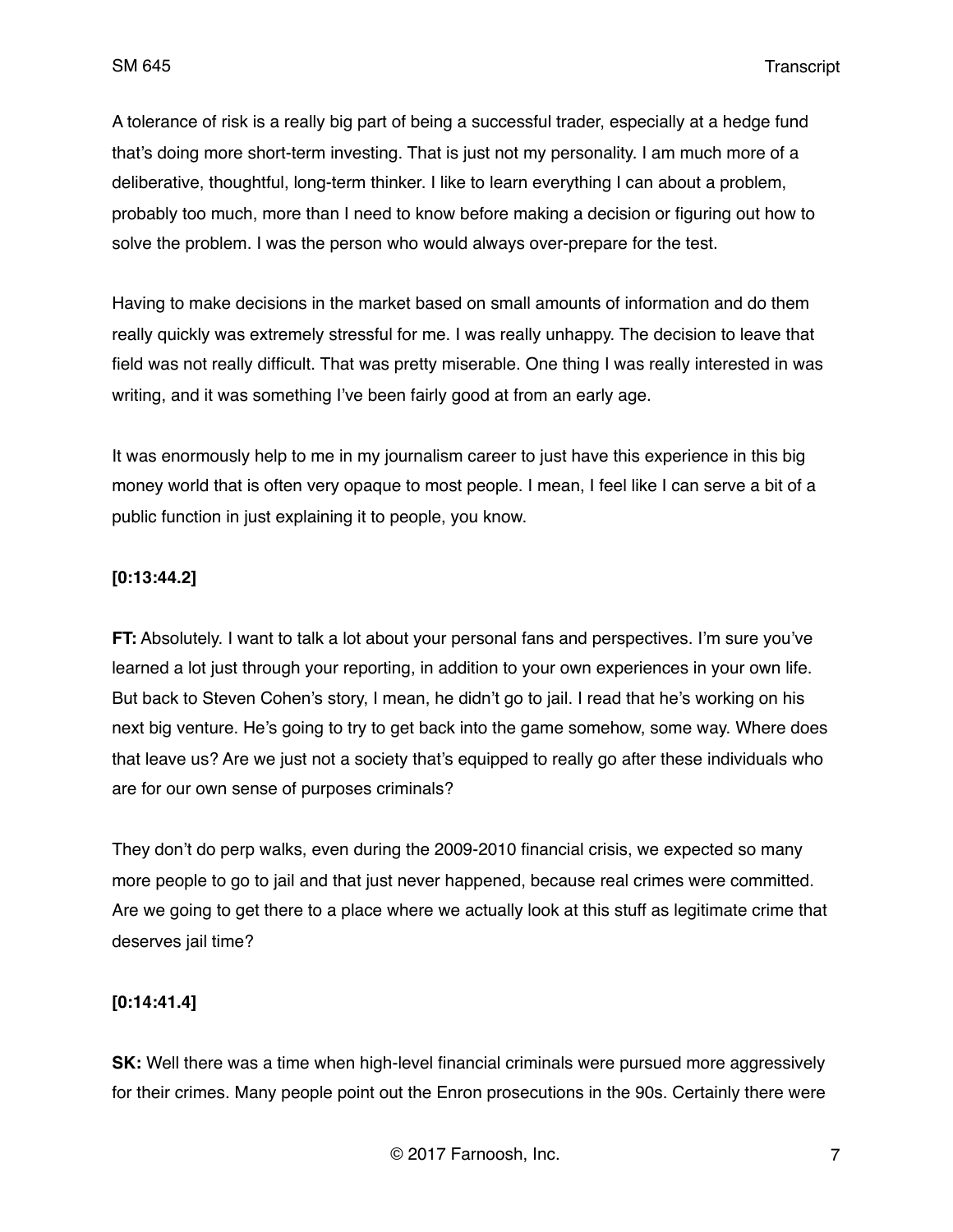A tolerance of risk is a really big part of being a successful trader, especially at a hedge fund that's doing more short-term investing. That is just not my personality. I am much more of a deliberative, thoughtful, long-term thinker. I like to learn everything I can about a problem, probably too much, more than I need to know before making a decision or figuring out how to solve the problem. I was the person who would always over-prepare for the test.

Having to make decisions in the market based on small amounts of information and do them really quickly was extremely stressful for me. I was really unhappy. The decision to leave that field was not really difficult. That was pretty miserable. One thing I was really interested in was writing, and it was something I've been fairly good at from an early age.

It was enormously help to me in my journalism career to just have this experience in this big money world that is often very opaque to most people. I mean, I feel like I can serve a bit of a public function in just explaining it to people, you know.

**[0:13:44.2]**

**FT:** Absolutely. I want to talk a lot about your personal fans and perspectives. I'm sure you've learned a lot just through your reporting, in addition to your own experiences in your own life. But back to Steven Cohen's story, I mean, he didn't go to jail. I read that he's working on his next big venture. He's going to try to get back into the game somehow, some way. Where does that leave us? Are we just not a society that's equipped to really go after these individuals who are for our own sense of purposes criminals?

They don't do perp walks, even during the 2009-2010 financial crisis, we expected so many more people to go to jail and that just never happened, because real crimes were committed. Are we going to get there to a place where we actually look at this stuff as legitimate crime that deserves jail time?

**[0:14:41.4]**

**SK:** Well there was a time when high-level financial criminals were pursued more aggressively for their crimes. Many people point out the Enron prosecutions in the 90s. Certainly there were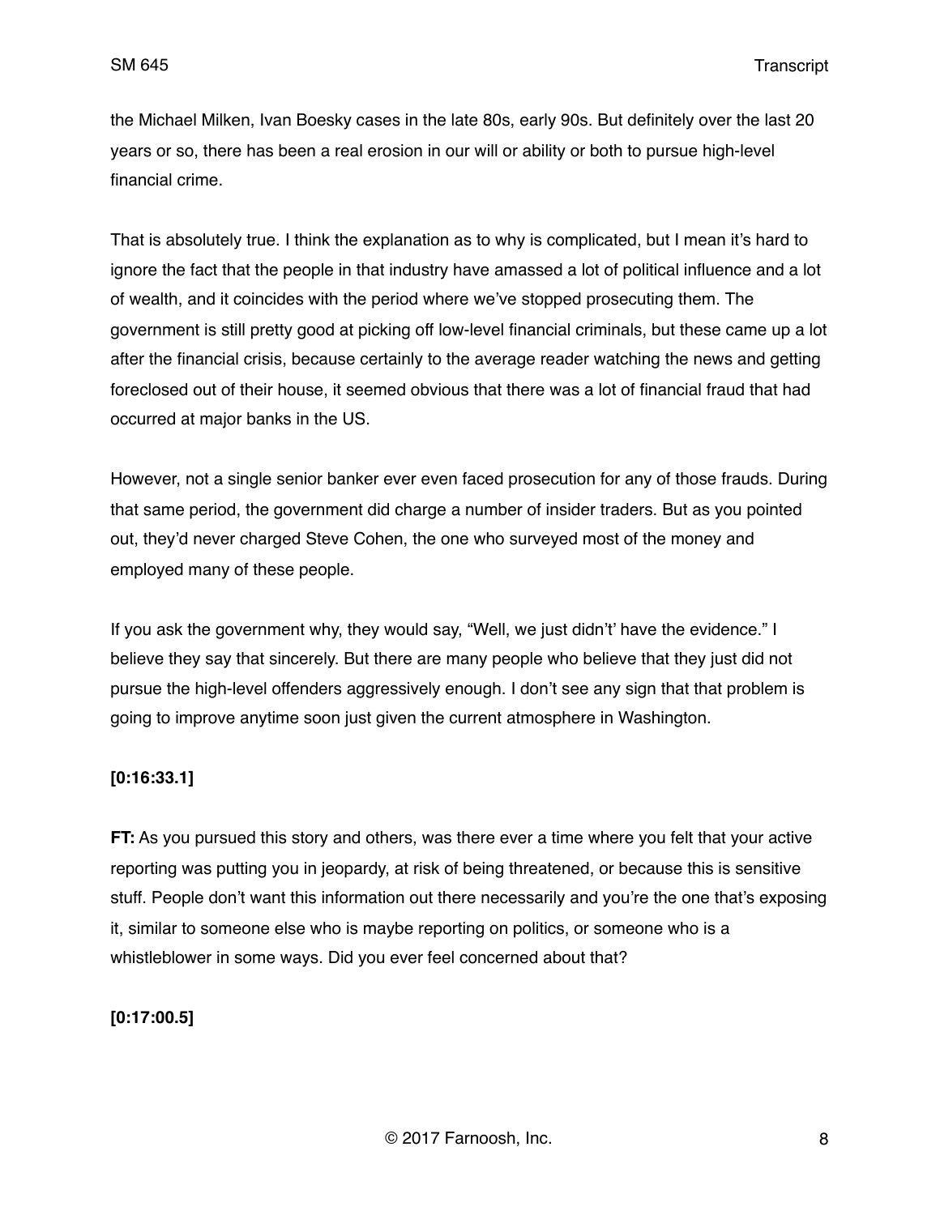the Michael Milken, Ivan Boesky cases in the late 80s, early 90s. But definitely over the last 20 years or so, there has been a real erosion in our will or ability or both to pursue high-level financial crime.

That is absolutely true. I think the explanation as to why is complicated, but I mean it's hard to ignore the fact that the people in that industry have amassed a lot of political influence and a lot of wealth, and it coincides with the period where we've stopped prosecuting them. The government is still pretty good at picking off low-level financial criminals, but these came up a lot after the financial crisis, because certainly to the average reader watching the news and getting foreclosed out of their house, it seemed obvious that there was a lot of financial fraud that had occurred at major banks in the US.

However, not a single senior banker ever even faced prosecution for any of those frauds. During that same period, the government did charge a number of insider traders. But as you pointed out, they'd never charged Steve Cohen, the one who surveyed most of the money and employed many of these people.

If you ask the government why, they would say, "Well, we just didn't' have the evidence." I believe they say that sincerely. But there are many people who believe that they just did not pursue the high-level offenders aggressively enough. I don't see any sign that that problem is going to improve anytime soon just given the current atmosphere in Washington.

**[0:16:33.1]**

**FT:** As you pursued this story and others, was there ever a time where you felt that your active reporting was putting you in jeopardy, at risk of being threatened, or because this is sensitive stuff. People don't want this information out there necessarily and you're the one that's exposing it, similar to someone else who is maybe reporting on politics, or someone who is a whistleblower in some ways. Did you ever feel concerned about that?

**[0:17:00.5]**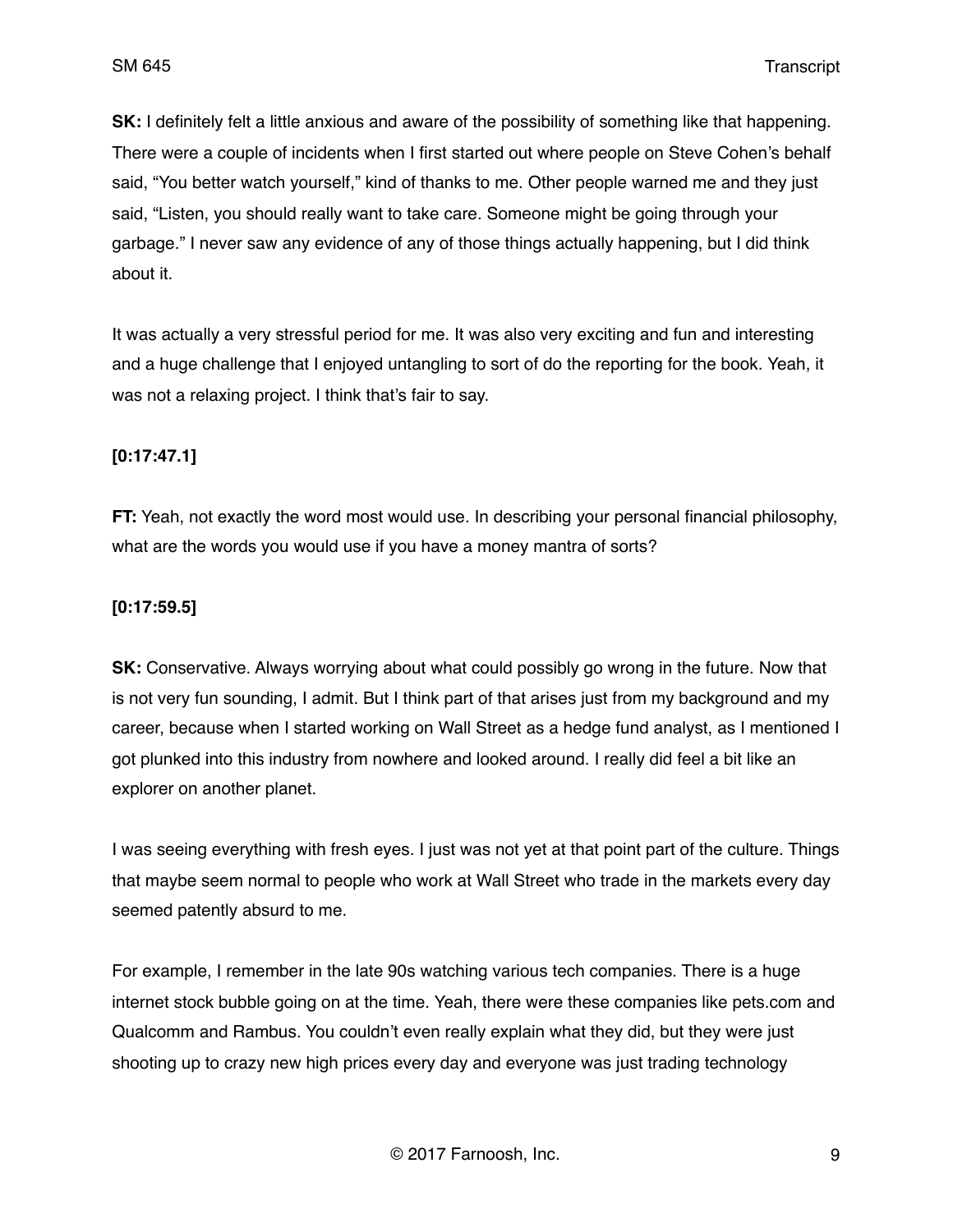**SK:** I definitely felt a little anxious and aware of the possibility of something like that happening. There were a couple of incidents when I first started out where people on Steve Cohen's behalf said, "You better watch yourself," kind of thanks to me. Other people warned me and they just said, "Listen, you should really want to take care. Someone might be going through your garbage." I never saw any evidence of any of those things actually happening, but I did think about it.

It was actually a very stressful period for me. It was also very exciting and fun and interesting and a huge challenge that I enjoyed untangling to sort of do the reporting for the book. Yeah, it was not a relaxing project. I think that's fair to say.

**[0:17:47.1]**

**FT:** Yeah, not exactly the word most would use. In describing your personal financial philosophy, what are the words you would use if you have a money mantra of sorts?

**[0:17:59.5]**

**SK:** Conservative. Always worrying about what could possibly go wrong in the future. Now that is not very fun sounding, I admit. But I think part of that arises just from my background and my career, because when I started working on Wall Street as a hedge fund analyst, as I mentioned I got plunked into this industry from nowhere and looked around. I really did feel a bit like an explorer on another planet.

I was seeing everything with fresh eyes. I just was not yet at that point part of the culture. Things that maybe seem normal to people who work at Wall Street who trade in the markets every day seemed patently absurd to me.

For example, I remember in the late 90s watching various tech companies. There is a huge internet stock bubble going on at the time. Yeah, there were these companies like pets.com and Qualcomm and Rambus. You couldn't even really explain what they did, but they were just shooting up to crazy new high prices every day and everyone was just trading technology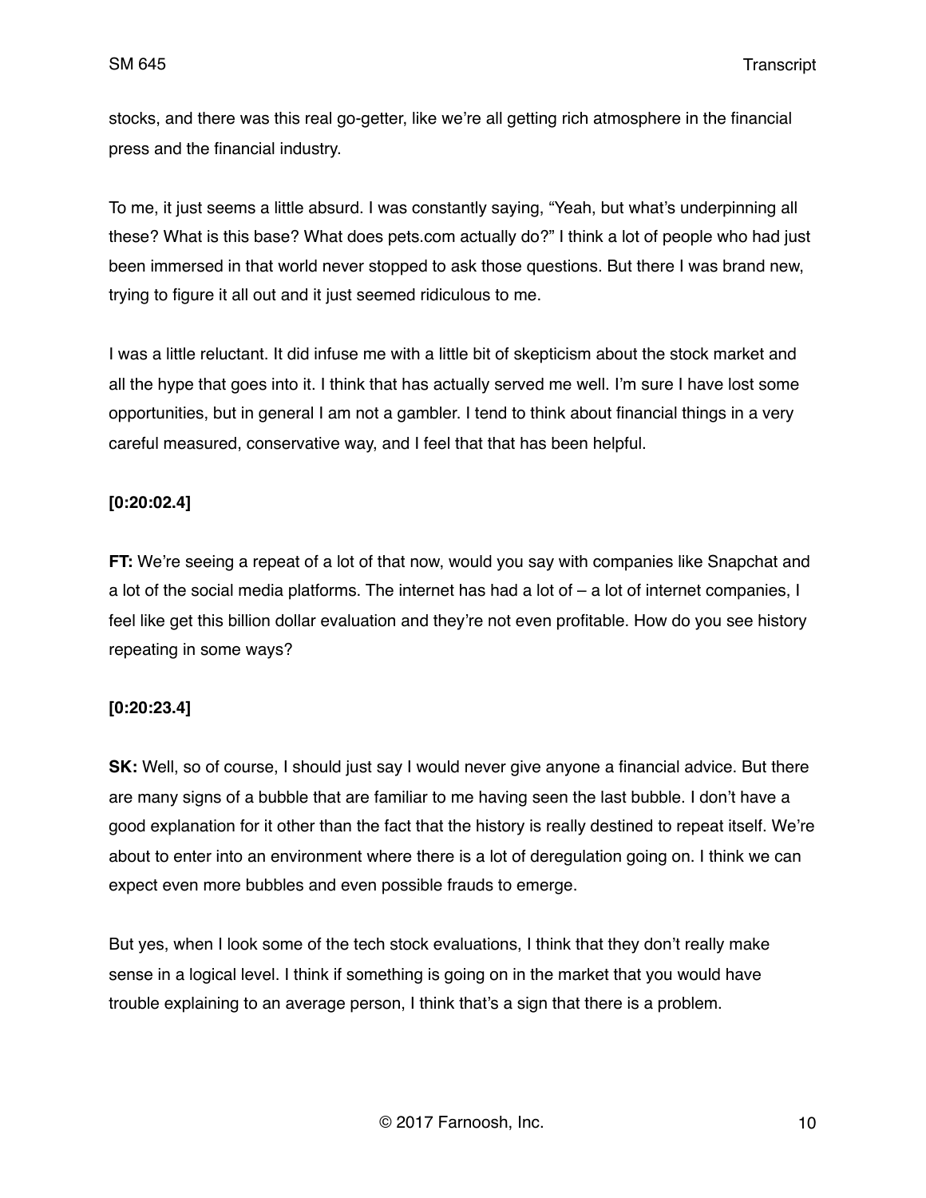stocks, and there was this real go-getter, like we're all getting rich atmosphere in the financial press and the financial industry.

To me, it just seems a little absurd. I was constantly saying, "Yeah, but what's underpinning all these? What is this base? What does pets.com actually do?" I think a lot of people who had just been immersed in that world never stopped to ask those questions. But there I was brand new, trying to figure it all out and it just seemed ridiculous to me.

I was a little reluctant. It did infuse me with a little bit of skepticism about the stock market and all the hype that goes into it. I think that has actually served me well. I'm sure I have lost some opportunities, but in general I am not a gambler. I tend to think about financial things in a very careful measured, conservative way, and I feel that that has been helpful.

**[0:20:02.4]**

**FT:** We're seeing a repeat of a lot of that now, would you say with companies like Snapchat and a lot of the social media platforms. The internet has had a lot of – a lot of internet companies, I feel like get this billion dollar evaluation and they're not even profitable. How do you see history repeating in some ways?

**[0:20:23.4]**

**SK:** Well, so of course, I should just say I would never give anyone a financial advice. But there are many signs of a bubble that are familiar to me having seen the last bubble. I don't have a good explanation for it other than the fact that the history is really destined to repeat itself. We're about to enter into an environment where there is a lot of deregulation going on. I think we can expect even more bubbles and even possible frauds to emerge.

But yes, when I look some of the tech stock evaluations, I think that they don't really make sense in a logical level. I think if something is going on in the market that you would have trouble explaining to an average person, I think that's a sign that there is a problem.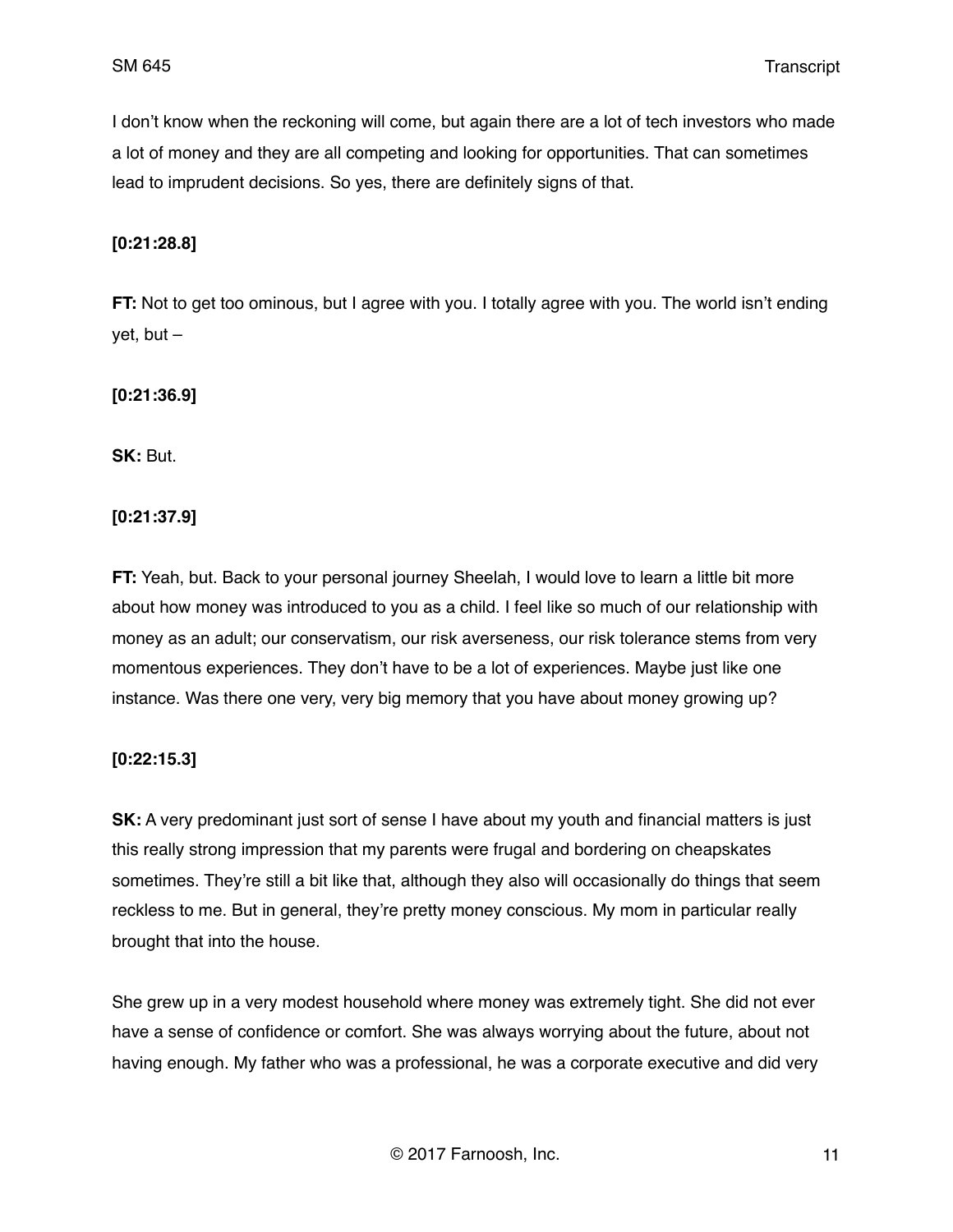I don't know when the reckoning will come, but again there are a lot of tech investors who made a lot of money and they are all competing and looking for opportunities. That can sometimes lead to imprudent decisions. So yes, there are definitely signs of that.

**[0:21:28.8]**

**FT:** Not to get too ominous, but I agree with you. I totally agree with you. The world isn't ending yet, but –

**[0:21:36.9]**

**SK:** But.

**[0:21:37.9]**

**FT:** Yeah, but. Back to your personal journey Sheelah, I would love to learn a little bit more about how money was introduced to you as a child. I feel like so much of our relationship with money as an adult; our conservatism, our risk averseness, our risk tolerance stems from very momentous experiences. They don't have to be a lot of experiences. Maybe just like one instance. Was there one very, very big memory that you have about money growing up?

**[0:22:15.3]**

**SK:** A very predominant just sort of sense I have about my youth and financial matters is just this really strong impression that my parents were frugal and bordering on cheapskates sometimes. They're still a bit like that, although they also will occasionally do things that seem reckless to me. But in general, they're pretty money conscious. My mom in particular really brought that into the house.

She grew up in a very modest household where money was extremely tight. She did not ever have a sense of confidence or comfort. She was always worrying about the future, about not having enough. My father who was a professional, he was a corporate executive and did very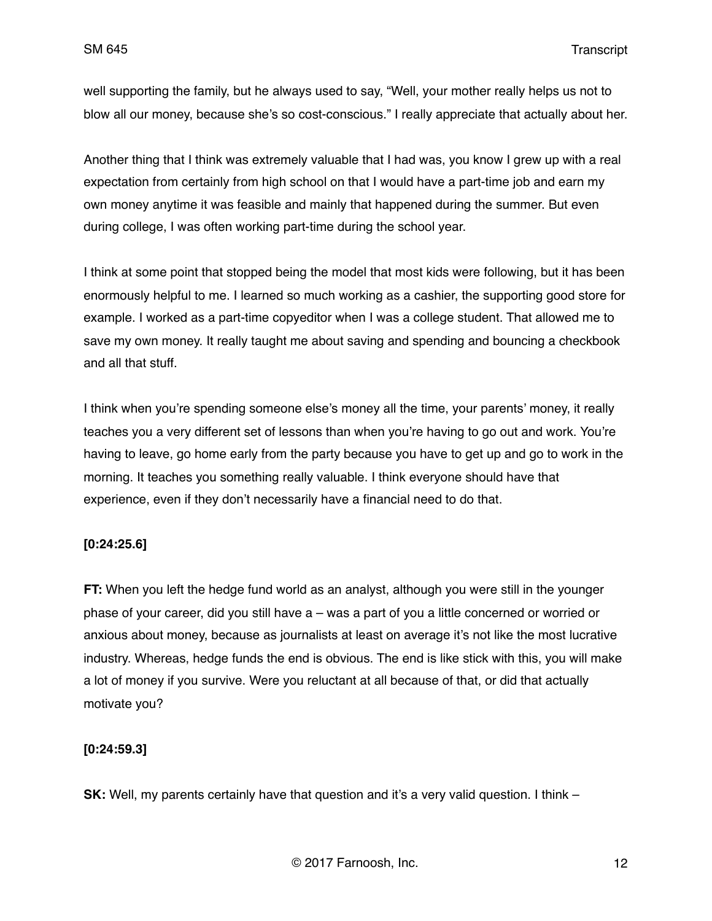well supporting the family, but he always used to say, "Well, your mother really helps us not to blow all our money, because she's so cost-conscious." I really appreciate that actually about her.

Another thing that I think was extremely valuable that I had was, you know I grew up with a real expectation from certainly from high school on that I would have a part-time job and earn my own money anytime it was feasible and mainly that happened during the summer. But even during college, I was often working part-time during the school year.

I think at some point that stopped being the model that most kids were following, but it has been enormously helpful to me. I learned so much working as a cashier, the supporting good store for example. I worked as a part-time copyeditor when I was a college student. That allowed me to save my own money. It really taught me about saving and spending and bouncing a checkbook and all that stuff.

I think when you're spending someone else's money all the time, your parents' money, it really teaches you a very different set of lessons than when you're having to go out and work. You're having to leave, go home early from the party because you have to get up and go to work in the morning. It teaches you something really valuable. I think everyone should have that experience, even if they don't necessarily have a financial need to do that.

**[0:24:25.6]**

**FT:** When you left the hedge fund world as an analyst, although you were still in the younger phase of your career, did you still have a – was a part of you a little concerned or worried or anxious about money, because as journalists at least on average it's not like the most lucrative industry. Whereas, hedge funds the end is obvious. The end is like stick with this, you will make a lot of money if you survive. Were you reluctant at all because of that, or did that actually motivate you?

**[0:24:59.3]**

**SK:** Well, my parents certainly have that question and it's a very valid question. I think –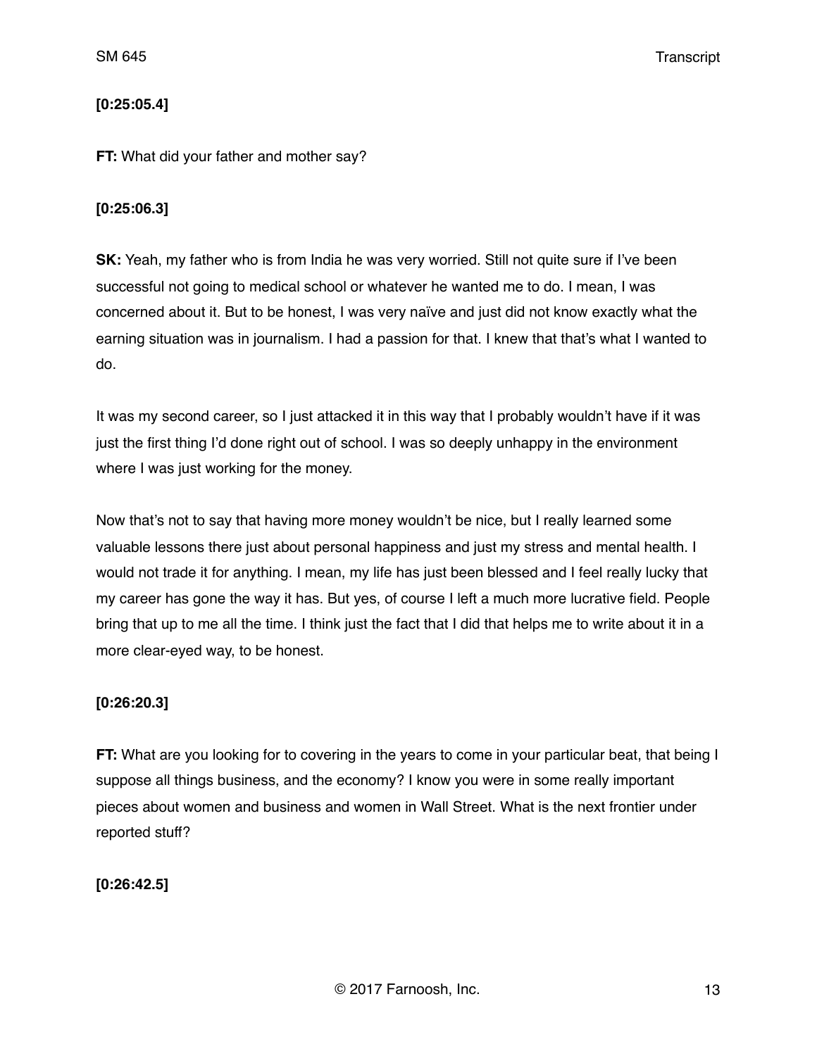**[0:25:05.4]**

**FT:** What did your father and mother say?

**[0:25:06.3]**

**SK:** Yeah, my father who is from India he was very worried. Still not quite sure if I've been successful not going to medical school or whatever he wanted me to do. I mean, I was concerned about it. But to be honest, I was very naïve and just did not know exactly what the earning situation was in journalism. I had a passion for that. I knew that that's what I wanted to do.

It was my second career, so I just attacked it in this way that I probably wouldn't have if it was just the first thing I'd done right out of school. I was so deeply unhappy in the environment where I was just working for the money.

Now that's not to say that having more money wouldn't be nice, but I really learned some valuable lessons there just about personal happiness and just my stress and mental health. I would not trade it for anything. I mean, my life has just been blessed and I feel really lucky that my career has gone the way it has. But yes, of course I left a much more lucrative field. People bring that up to me all the time. I think just the fact that I did that helps me to write about it in a more clear-eyed way, to be honest.

**[0:26:20.3]**

**FT:** What are you looking for to covering in the years to come in your particular beat, that being I suppose all things business, and the economy? I know you were in some really important pieces about women and business and women in Wall Street. What is the next frontier under reported stuff?

**[0:26:42.5]**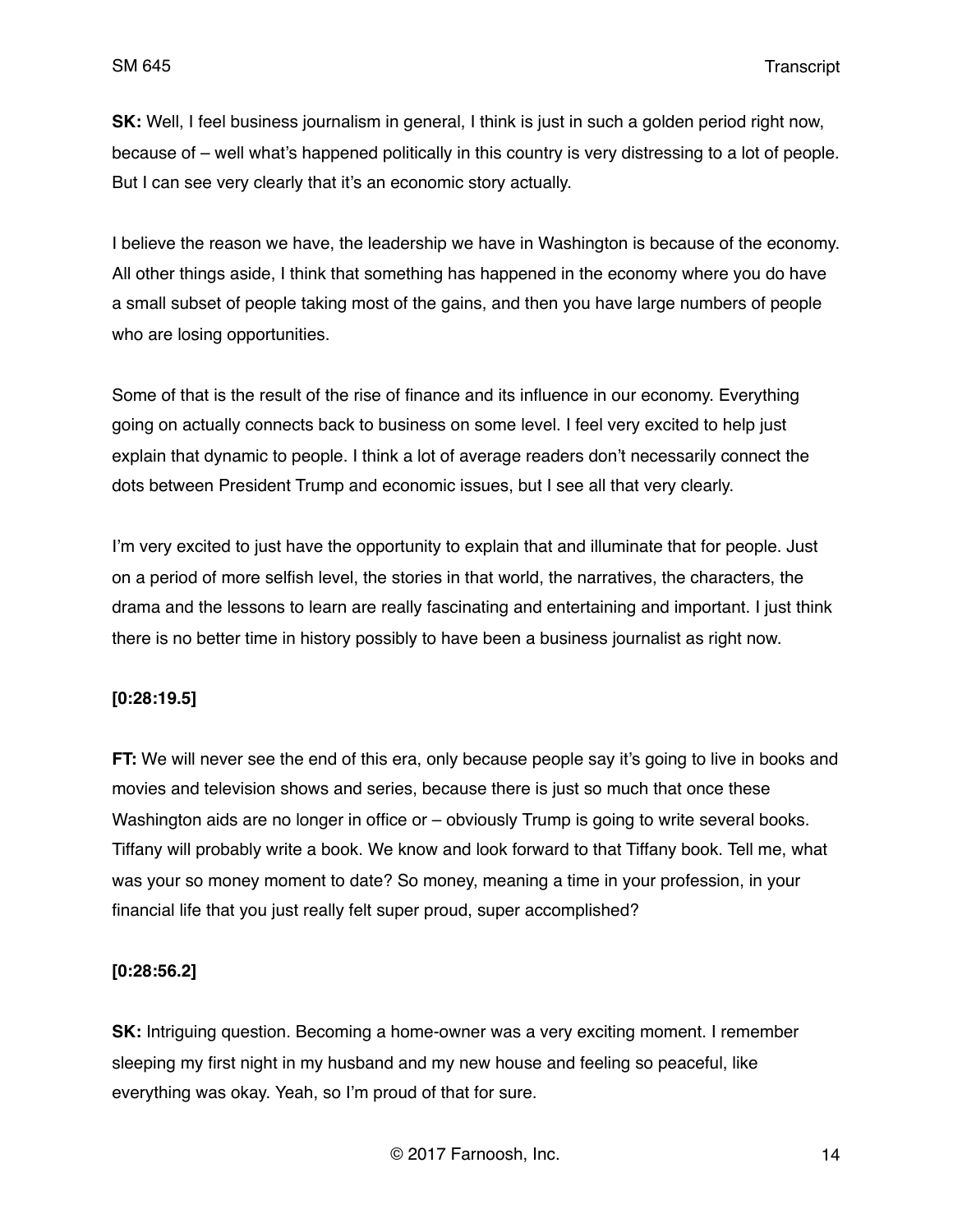**SK:** Well, I feel business journalism in general, I think is just in such a golden period right now, because of – well what's happened politically in this country is very distressing to a lot of people. But I can see very clearly that it's an economic story actually.

I believe the reason we have, the leadership we have in Washington is because of the economy. All other things aside, I think that something has happened in the economy where you do have a small subset of people taking most of the gains, and then you have large numbers of people who are losing opportunities.

Some of that is the result of the rise of finance and its influence in our economy. Everything going on actually connects back to business on some level. I feel very excited to help just explain that dynamic to people. I think a lot of average readers don't necessarily connect the dots between President Trump and economic issues, but I see all that very clearly.

I'm very excited to just have the opportunity to explain that and illuminate that for people. Just on a period of more selfish level, the stories in that world, the narratives, the characters, the drama and the lessons to learn are really fascinating and entertaining and important. I just think there is no better time in history possibly to have been a business journalist as right now.

**[0:28:19.5]**

**FT:** We will never see the end of this era, only because people say it's going to live in books and movies and television shows and series, because there is just so much that once these Washington aids are no longer in office or – obviously Trump is going to write several books. Tiffany will probably write a book. We know and look forward to that Tiffany book. Tell me, what was your so money moment to date? So money, meaning a time in your profession, in your financial life that you just really felt super proud, super accomplished?

**[0:28:56.2]**

**SK:** Intriguing question. Becoming a home-owner was a very exciting moment. I remember sleeping my first night in my husband and my new house and feeling so peaceful, like everything was okay. Yeah, so I'm proud of that for sure.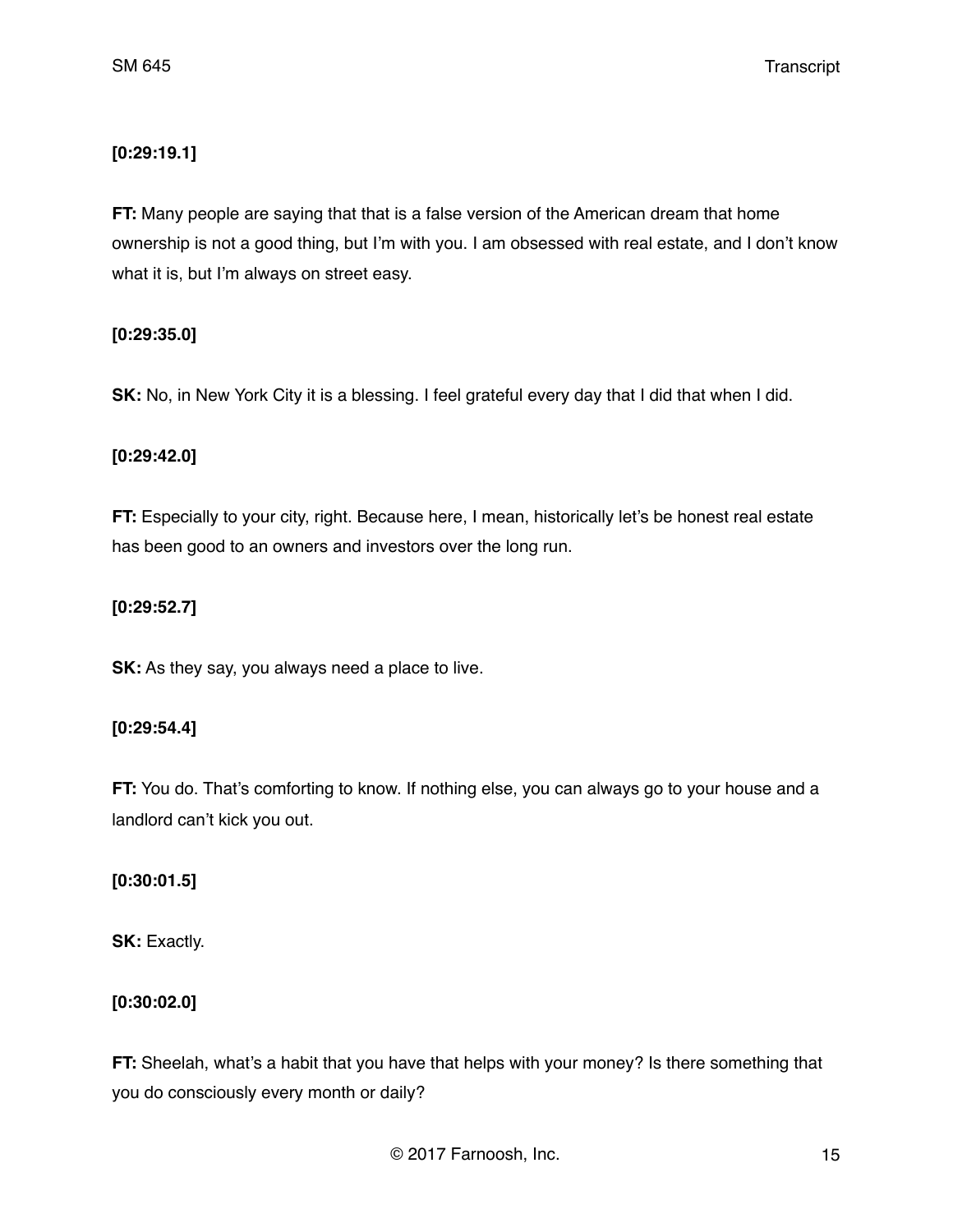**[0:29:19.1]**

**FT:** Many people are saying that that is a false version of the American dream that home ownership is not a good thing, but I'm with you. I am obsessed with real estate, and I don't know what it is, but I'm always on street easy.

**[0:29:35.0]**

**SK:** No, in New York City it is a blessing. I feel grateful every day that I did that when I did.

**[0:29:42.0]**

**FT:** Especially to your city, right. Because here, I mean, historically let's be honest real estate has been good to an owners and investors over the long run.

**[0:29:52.7]**

**SK:** As they say, you always need a place to live.

**[0:29:54.4]**

**FT:** You do. That's comforting to know. If nothing else, you can always go to your house and a landlord can't kick you out.

**[0:30:01.5]**

**SK:** Exactly.

**[0:30:02.0]**

**FT:** Sheelah, what's a habit that you have that helps with your money? Is there something that you do consciously every month or daily?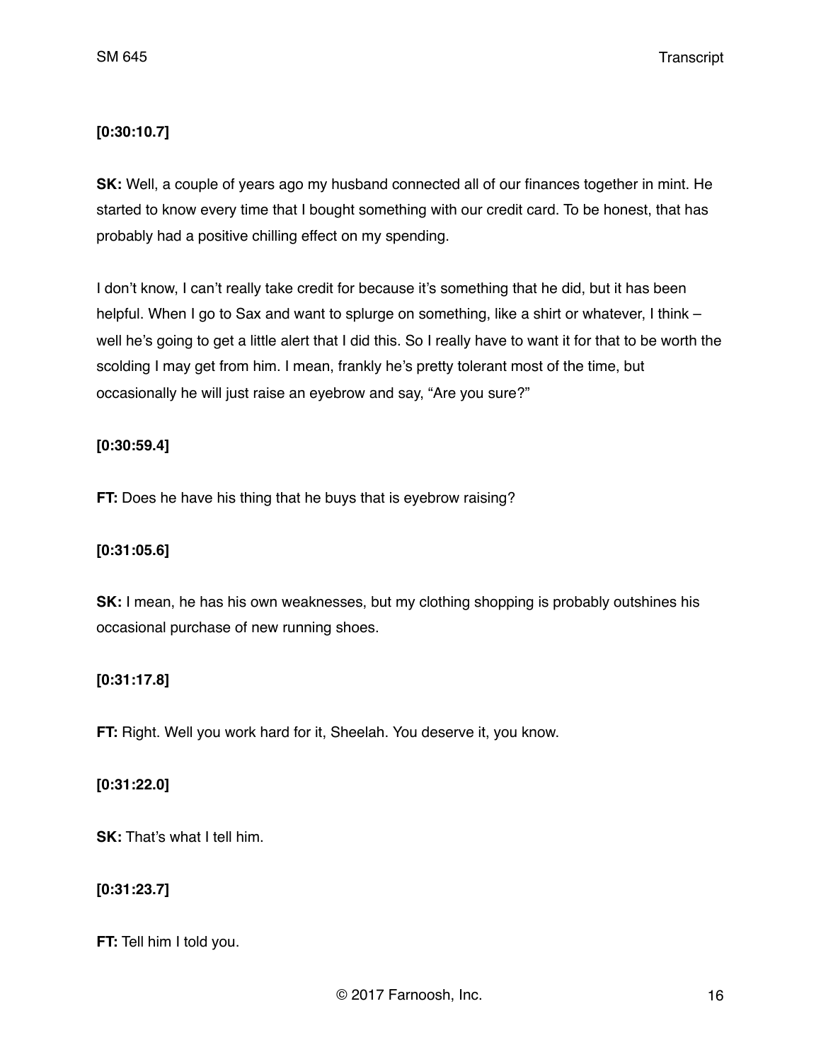**[0:30:10.7]**

**SK:** Well, a couple of years ago my husband connected all of our finances together in mint. He started to know every time that I bought something with our credit card. To be honest, that has probably had a positive chilling effect on my spending.

I don't know, I can't really take credit for because it's something that he did, but it has been helpful. When I go to Sax and want to splurge on something, like a shirt or whatever, I think – well he's going to get a little alert that I did this. So I really have to want it for that to be worth the scolding I may get from him. I mean, frankly he's pretty tolerant most of the time, but occasionally he will just raise an eyebrow and say, "Are you sure?"

**[0:30:59.4]**

**FT:** Does he have his thing that he buys that is eyebrow raising?

**[0:31:05.6]**

**SK:** I mean, he has his own weaknesses, but my clothing shopping is probably outshines his occasional purchase of new running shoes.

**[0:31:17.8]**

**FT:** Right. Well you work hard for it, Sheelah. You deserve it, you know.

**[0:31:22.0]**

**SK:** That's what I tell him.

**[0:31:23.7]**

**FT:** Tell him I told you.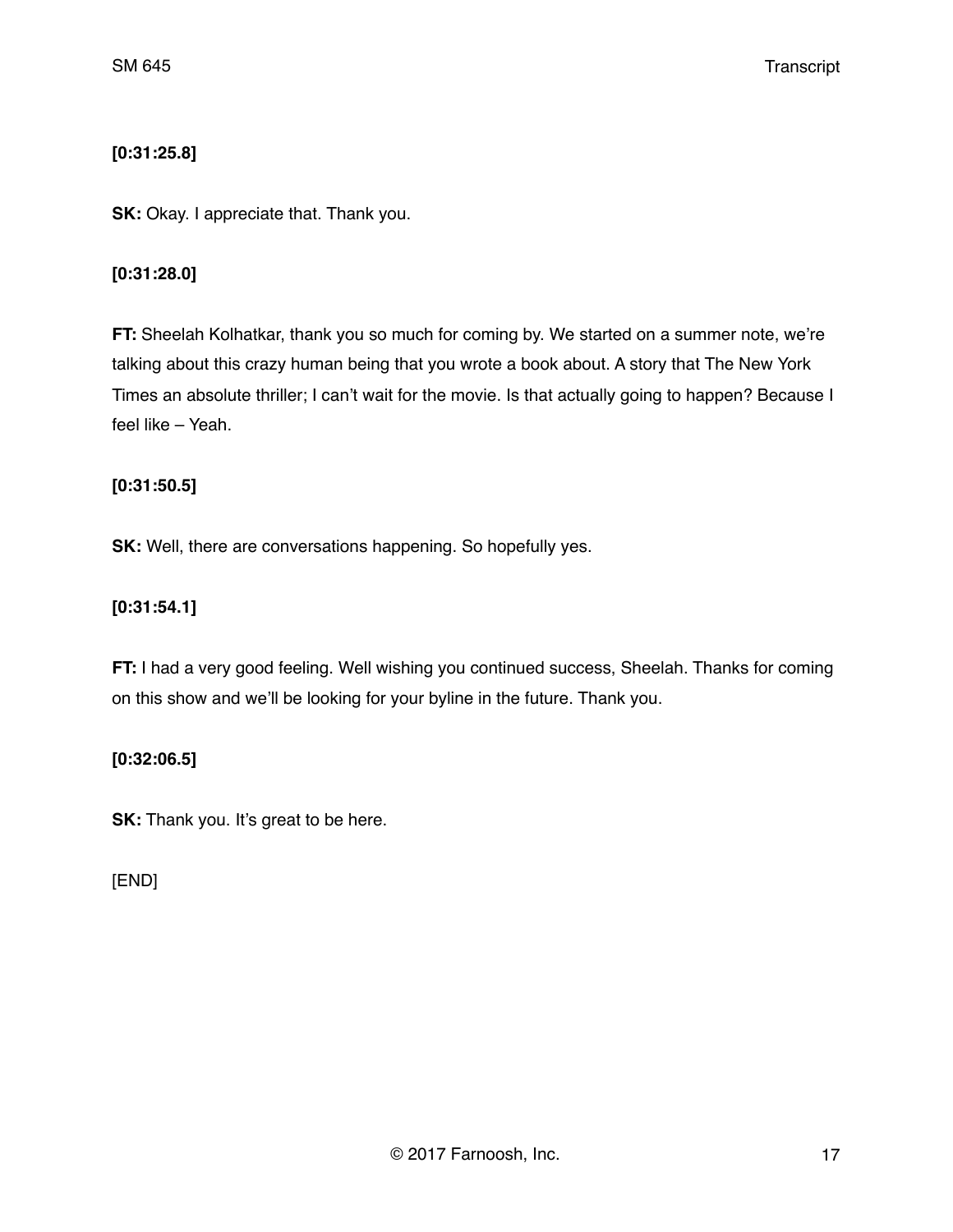**[0:31:25.8]**

**SK:** Okay. I appreciate that. Thank you.

**[0:31:28.0]**

**FT:** Sheelah Kolhatkar, thank you so much for coming by. We started on a summer note, we're talking about this crazy human being that you wrote a book about. A story that The New York Times an absolute thriller; I can't wait for the movie. Is that actually going to happen? Because I feel like – Yeah.

**[0:31:50.5]**

**SK:** Well, there are conversations happening. So hopefully yes.

**[0:31:54.1]**

**FT:** I had a very good feeling. Well wishing you continued success, Sheelah. Thanks for coming on this show and we'll be looking for your byline in the future. Thank you.

**[0:32:06.5]**

**SK:** Thank you. It's great to be here.

[END]